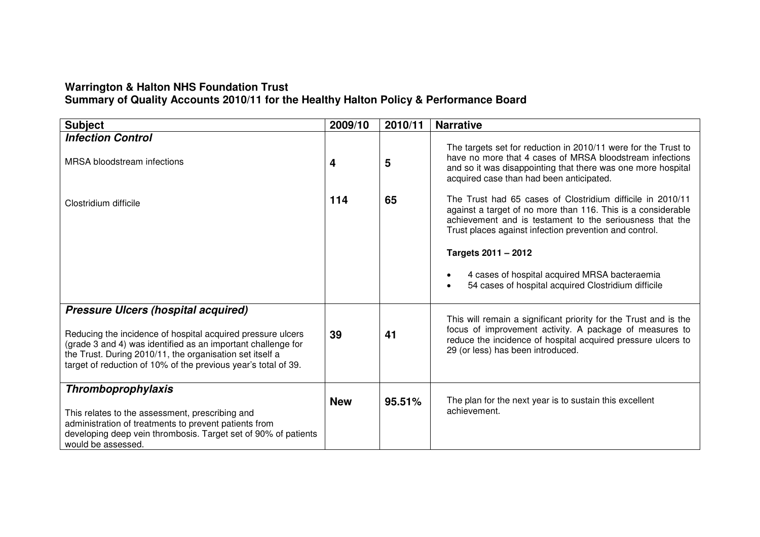**Warrington & Halton NHS Foundation Trust**
**Summary of Quality Accounts 2010/11 for the Healthy Halton Policy & Performance Board**

| Subject | 2009/10 | 2010/11 | Narrative |
|---|---|---|---|
| ***Infection Control*** | | | |
| MRSA bloodstream infections | **4** | **5** | The targets set for reduction in 2010/11 were for the Trust to have no more that 4 cases of MRSA bloodstream infections and so it was disappointing that there was one more hospital acquired case than had been anticipated. |
| Clostridium difficile | **114** | **65** | The Trust had 65 cases of Clostridium difficile in 2010/11 against a target of no more than 116. This is a considerable achievement and is testament to the seriousness that the Trust places against infection prevention and control.<br><br>**Targets 2011 – 2012**<br><br>• 4 cases of hospital acquired MRSA bacteraemia<br>• 54 cases of hospital acquired Clostridium difficile |
| ***Pressure Ulcers (hospital acquired)***<br><br>Reducing the incidence of hospital acquired pressure ulcers (grade 3 and 4) was identified as an important challenge for the Trust. During 2010/11, the organisation set itself a target of reduction of 10% of the previous year's total of 39. | **39** | **41** | This will remain a significant priority for the Trust and is the focus of improvement activity. A package of measures to reduce the incidence of hospital acquired pressure ulcers to 29 (or less) has been introduced. |
| ***Thromboprophylaxis***<br><br>This relates to the assessment, prescribing and administration of treatments to prevent patients from developing deep vein thrombosis. Target set of 90% of patients would be assessed. | **New** | **95.51%** | The plan for the next year is to sustain this excellent achievement. |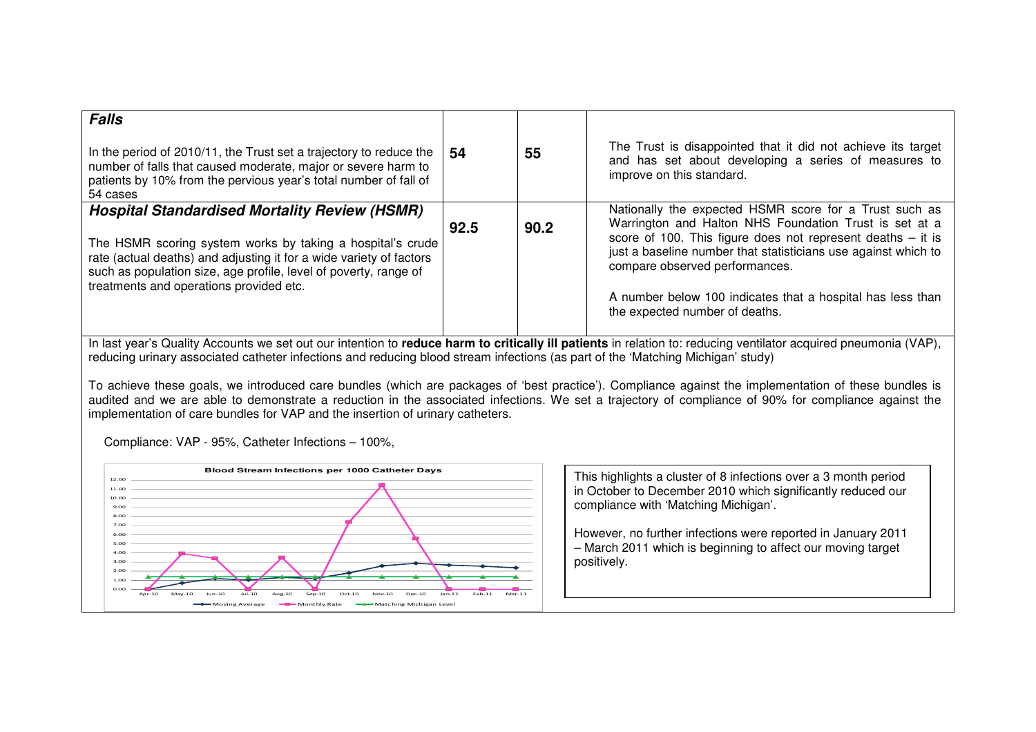| | | | |
|---|---|---|---|
| ***Falls*** In the period of 2010/11, the Trust set a trajectory to reduce the number of falls that caused moderate, major or severe harm to patients by 10% from the pervious year's total number of fall of 54 cases | **54** | **55** | The Trust is disappointed that it did not achieve its target and has set about developing a series of measures to improve on this standard. |
| ***Hospital Standardised Mortality Review (HSMR)*** The HSMR scoring system works by taking a hospital's crude rate (actual deaths) and adjusting it for a wide variety of factors such as population size, age profile, level of poverty, range of treatments and operations provided etc. | **92.5** | **90.2** | Nationally the expected HSMR score for a Trust such as Warrington and Halton NHS Foundation Trust is set at a score of 100. This figure does not represent deaths – it is just a baseline number that statisticians use against which to compare observed performances. A number below 100 indicates that a hospital has less than the expected number of deaths. |

In last year's Quality Accounts we set out our intention to **reduce harm to critically ill patients** in relation to: reducing ventilator acquired pneumonia (VAP), reducing urinary associated catheter infections and reducing blood stream infections (as part of the 'Matching Michigan' study)

To achieve these goals, we introduced care bundles (which are packages of 'best practice'). Compliance against the implementation of these bundles is audited and we are able to demonstrate a reduction in the associated infections. We set a trajectory of compliance of 90% for compliance against the implementation of care bundles for VAP and the insertion of urinary catheters.

Compliance: VAP - 95%, Catheter Infections – 100%,

**Blood Stream Infections per 1000 Catheter Days**

Legend: Moving Average, Monthly Rate, Matching Michigan Level

This highlights a cluster of 8 infections over a 3 month period in October to December 2010 which significantly reduced our compliance with 'Matching Michigan'.

However, no further infections were reported in January 2011 – March 2011 which is beginning to affect our moving target positively.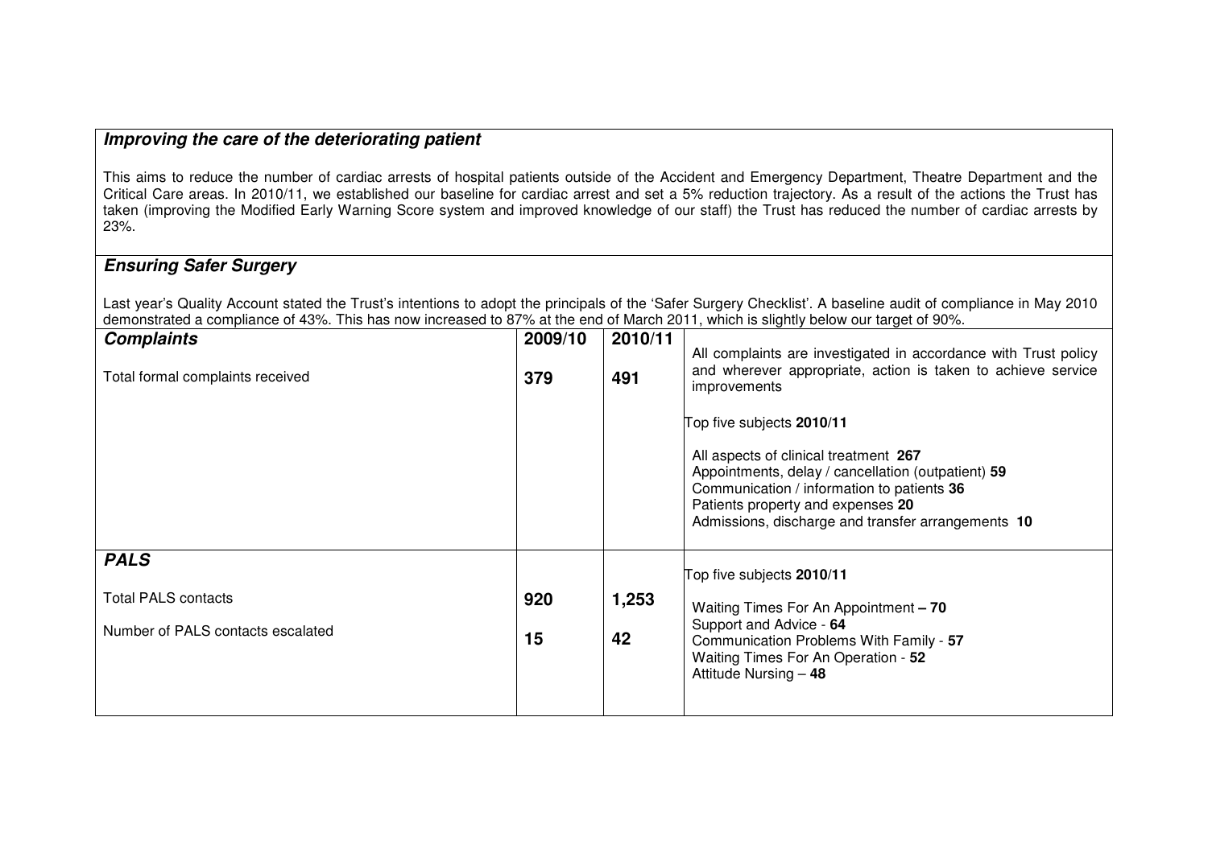### *Improving the care of the deteriorating patient*

This aims to reduce the number of cardiac arrests of hospital patients outside of the Accident and Emergency Department, Theatre Department and the Critical Care areas. In 2010/11, we established our baseline for cardiac arrest and set a 5% reduction trajectory. As a result of the actions the Trust has taken (improving the Modified Early Warning Score system and improved knowledge of our staff) the Trust has reduced the number of cardiac arrests by 23%.

### *Ensuring Safer Surgery*

Last year's Quality Account stated the Trust's intentions to adopt the principals of the 'Safer Surgery Checklist'. A baseline audit of compliance in May 2010 demonstrated a compliance of 43%. This has now increased to 87% at the end of March 2011, which is slightly below our target of 90%.

| ***Complaints*** | **2009/10** | **2010/11** | |
|---|---|---|---|
| Total formal complaints received | **379** | **491** | All complaints are investigated in accordance with Trust policy and wherever appropriate, action is taken to achieve service improvements<br><br>Top five subjects **2010/11**<br><br>All aspects of clinical treatment **267**<br>Appointments, delay / cancellation (outpatient) **59**<br>Communication / information to patients **36**<br>Patients property and expenses **20**<br>Admissions, discharge and transfer arrangements **10** |
| ***PALS*** | | | Top five subjects **2010/11**<br><br>Waiting Times For An Appointment **– 70**<br>Support and Advice - **64**<br>Communication Problems With Family - **57**<br>Waiting Times For An Operation - **52**<br>Attitude Nursing – **48** |
| Total PALS contacts | **920** | **1,253** | |
| Number of PALS contacts escalated | **15** | **42** | |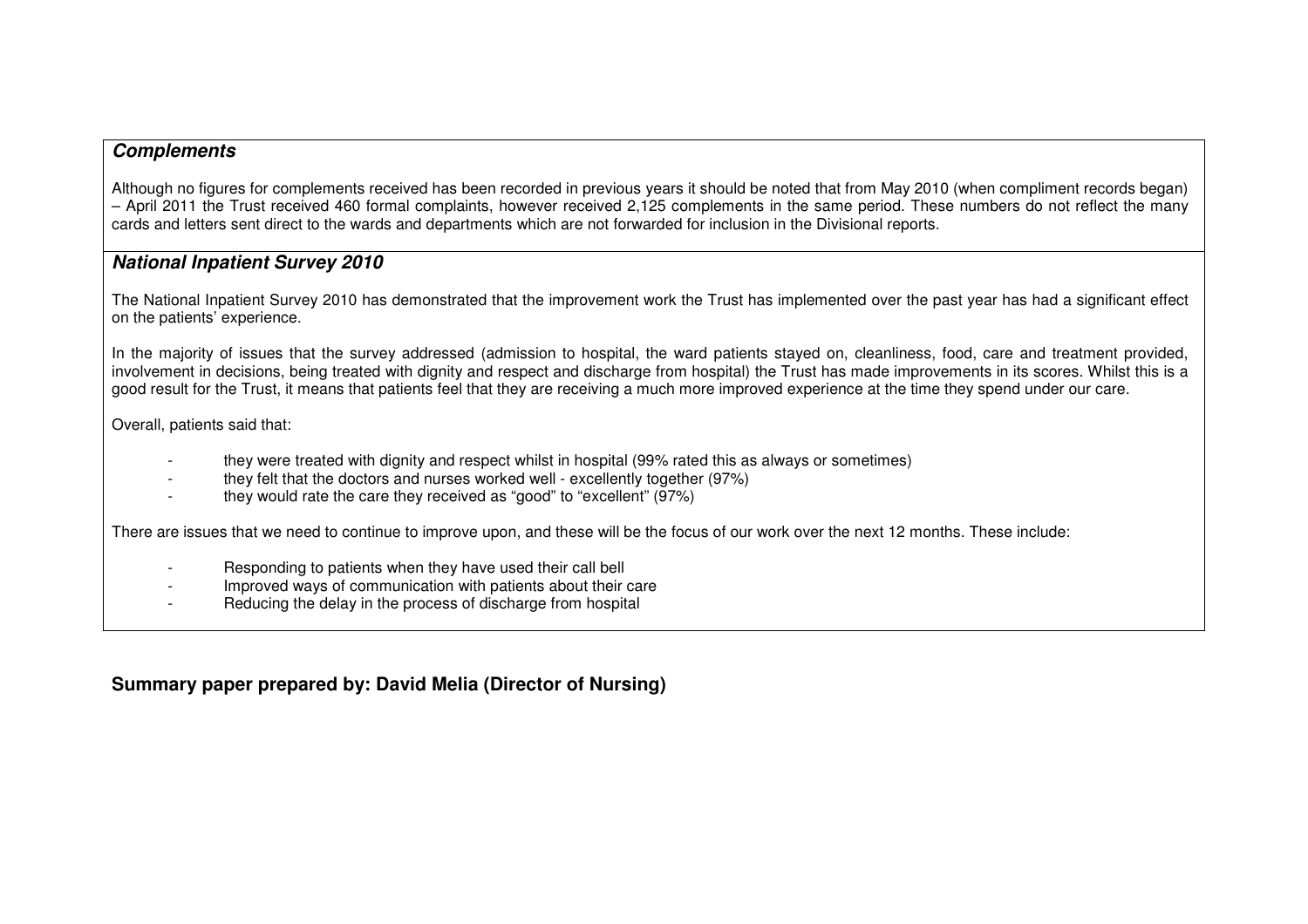### ***Complements***

Although no figures for complements received has been recorded in previous years it should be noted that from May 2010 (when compliment records began) – April 2011 the Trust received 460 formal complaints, however received 2,125 complements in the same period. These numbers do not reflect the many cards and letters sent direct to the wards and departments which are not forwarded for inclusion in the Divisional reports.

### ***National Inpatient Survey 2010***

The National Inpatient Survey 2010 has demonstrated that the improvement work the Trust has implemented over the past year has had a significant effect on the patients' experience.

In the majority of issues that the survey addressed (admission to hospital, the ward patients stayed on, cleanliness, food, care and treatment provided, involvement in decisions, being treated with dignity and respect and discharge from hospital) the Trust has made improvements in its scores. Whilst this is a good result for the Trust, it means that patients feel that they are receiving a much more improved experience at the time they spend under our care.

Overall, patients said that:

- they were treated with dignity and respect whilst in hospital (99% rated this as always or sometimes)
- they felt that the doctors and nurses worked well - excellently together (97%)
- they would rate the care they received as "good" to "excellent" (97%)

There are issues that we need to continue to improve upon, and these will be the focus of our work over the next 12 months. These include:

- Responding to patients when they have used their call bell
- Improved ways of communication with patients about their care
- Reducing the delay in the process of discharge from hospital

**Summary paper prepared by: David Melia (Director of Nursing)**